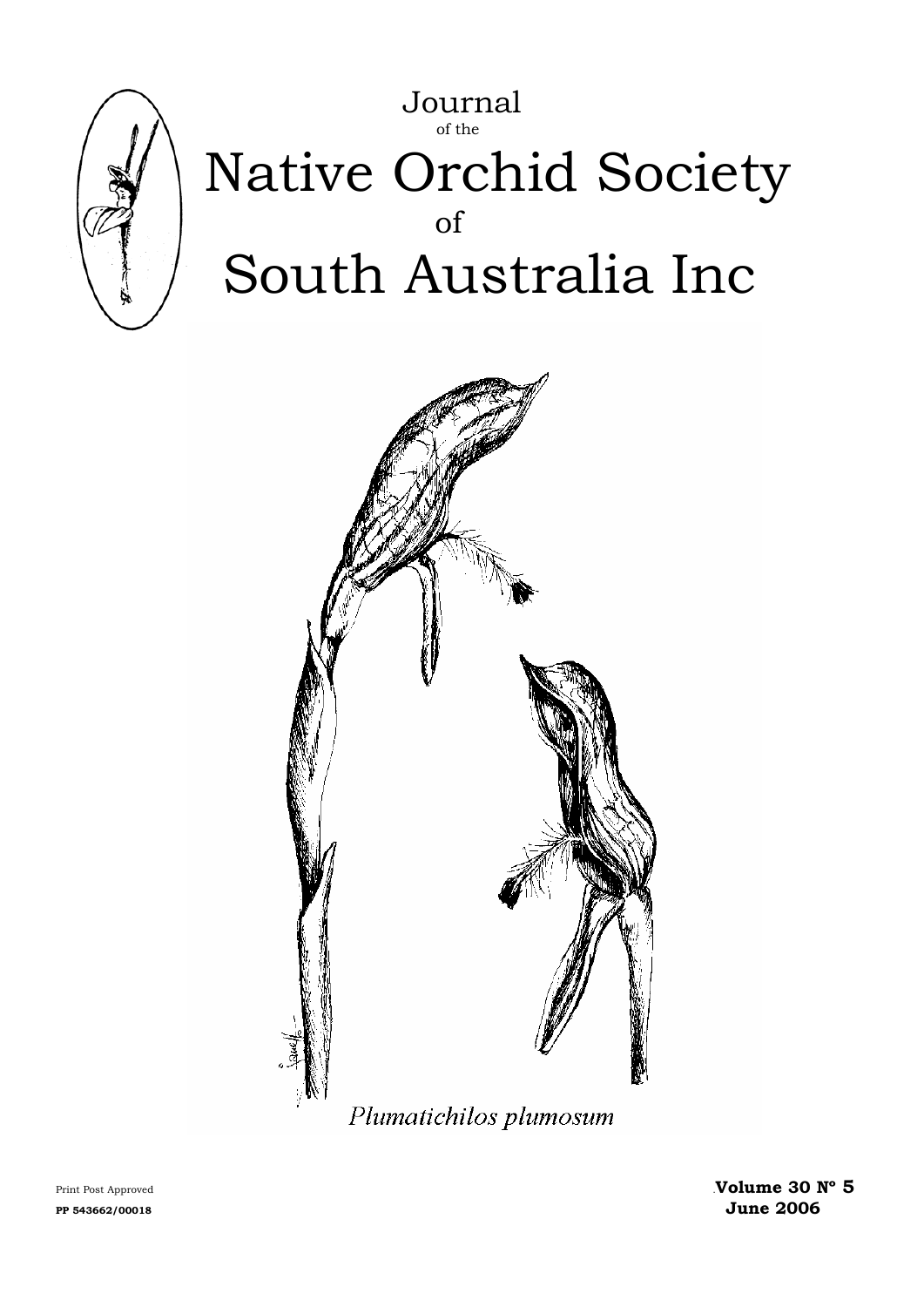# Journal of the Native Orchid Society of South Australia Inc

*Plumatichilos plumosum*

Print Post Approved
**PP 543662/00018**

**Volume 30 Nº 5**
**June 2006**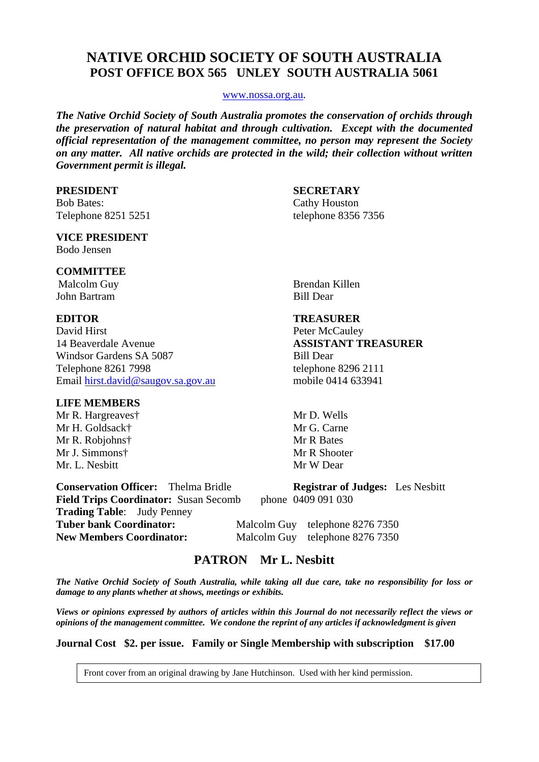# NATIVE ORCHID SOCIETY OF SOUTH AUSTRALIA
## POST OFFICE BOX 565 UNLEY SOUTH AUSTRALIA 5061

www.nossa.org.au.

***The Native Orchid Society of South Australia promotes the conservation of orchids through the preservation of natural habitat and through cultivation. Except with the documented official representation of the management committee, no person may represent the Society on any matter. All native orchids are protected in the wild; their collection without written Government permit is illegal.***

**PRESIDENT**
Bob Bates:
Telephone 8251 5251

**SECRETARY**
Cathy Houston
telephone 8356 7356

**VICE PRESIDENT**
Bodo Jensen

**COMMITTEE**
Malcolm Guy
John Bartram
Brendan Killen
Bill Dear

**EDITOR**
David Hirst
14 Beaverdale Avenue
Windsor Gardens SA 5087
Telephone 8261 7998
Email hirst.david@saugov.sa.gov.au

**TREASURER**
Peter McCauley

**ASSISTANT TREASURER**
Bill Dear
telephone 8296 2111
mobile 0414 633941

**LIFE MEMBERS**
Mr R. Hargreaves†
Mr H. Goldsack†
Mr R. Robjohns†
Mr J. Simmons†
Mr. L. Nesbitt
Mr D. Wells
Mr G. Carne
Mr R Bates
Mr R Shooter
Mr W Dear

**Conservation Officer:** Thelma Bridle
**Registrar of Judges:** Les Nesbitt
**Field Trips Coordinator:** Susan Secomb phone 0409 091 030
**Trading Table**: Judy Penney
**Tuber bank Coordinator:** Malcolm Guy telephone 8276 7350
**New Members Coordinator:** Malcolm Guy telephone 8276 7350

## PATRON Mr L. Nesbitt

***The Native Orchid Society of South Australia, while taking all due care, take no responsibility for loss or damage to any plants whether at shows, meetings or exhibits.***

***Views or opinions expressed by authors of articles within this Journal do not necessarily reflect the views or opinions of the management committee. We condone the reprint of any articles if acknowledgment is given***

**Journal Cost $2. per issue. Family or Single Membership with subscription $17.00**

Front cover from an original drawing by Jane Hutchinson. Used with her kind permission.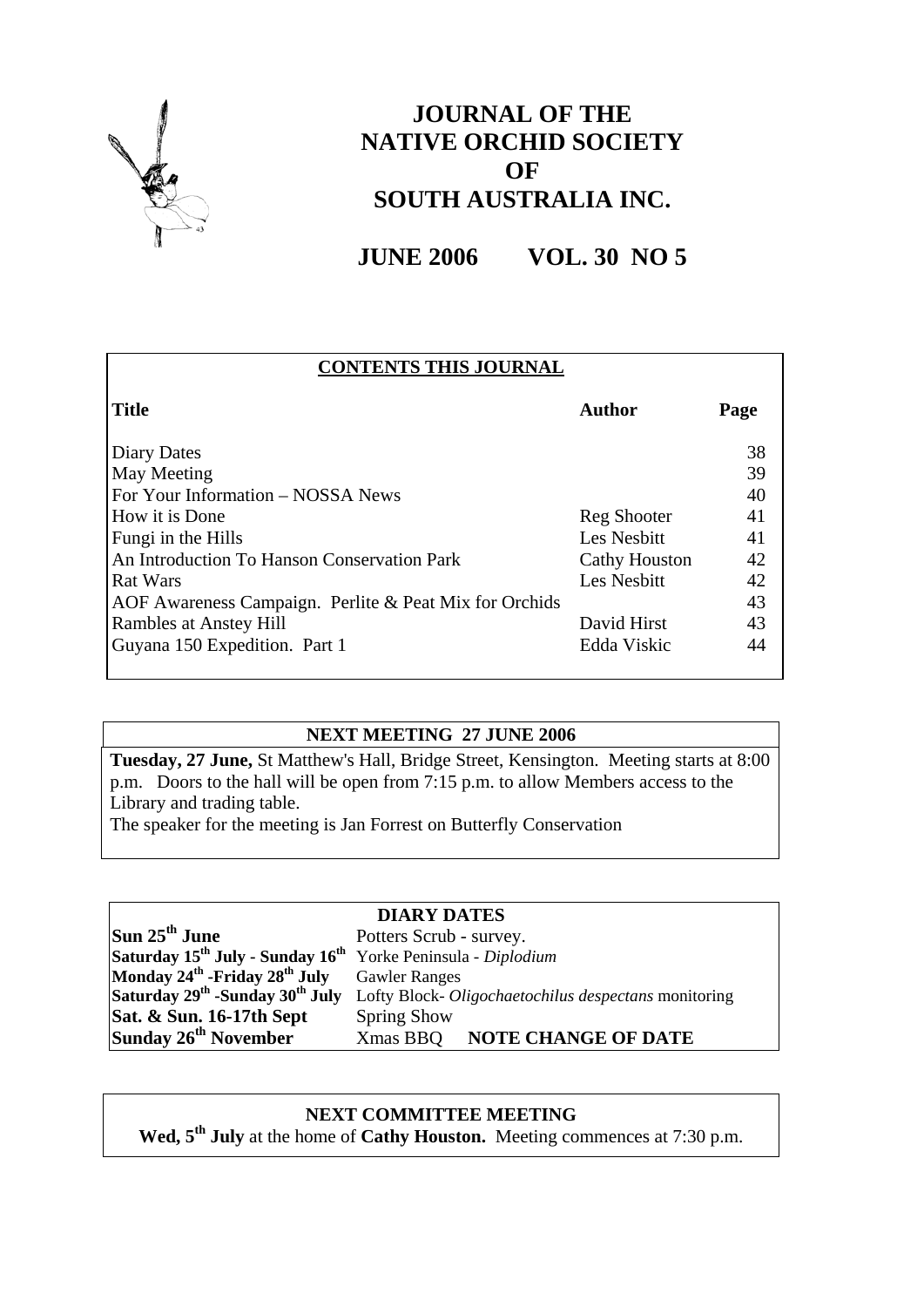# JOURNAL OF THE NATIVE ORCHID SOCIETY OF SOUTH AUSTRALIA INC.

## JUNE 2006 VOL. 30 NO 5

### CONTENTS THIS JOURNAL

| Title | Author | Page |
|---|---|---|
| Diary Dates | | 38 |
| May Meeting | | 39 |
| For Your Information – NOSSA News | | 40 |
| How it is Done | Reg Shooter | 41 |
| Fungi in the Hills | Les Nesbitt | 41 |
| An Introduction To Hanson Conservation Park | Cathy Houston | 42 |
| Rat Wars | Les Nesbitt | 42 |
| AOF Awareness Campaign. Perlite & Peat Mix for Orchids | | 43 |
| Rambles at Anstey Hill | David Hirst | 43 |
| Guyana 150 Expedition. Part 1 | Edda Viskic | 44 |

### NEXT MEETING 27 JUNE 2006

**Tuesday, 27 June,** St Matthew's Hall, Bridge Street, Kensington. Meeting starts at 8:00 p.m. Doors to the hall will be open from 7:15 p.m. to allow Members access to the Library and trading table.

The speaker for the meeting is Jan Forrest on Butterfly Conservation

### DIARY DATES

| | |
|---|---|
| **Sun 25th June** | Potters Scrub - survey. |
| **Saturday 15th July - Sunday 16th** | Yorke Peninsula - *Diplodium* |
| **Monday 24th -Friday 28th July** | Gawler Ranges |
| **Saturday 29th -Sunday 30th July** | Lofty Block- *Oligochaetochilus despectans* monitoring |
| **Sat. & Sun. 16-17th Sept** | Spring Show |
| **Sunday 26th November** | Xmas BBQ **NOTE CHANGE OF DATE** |

### NEXT COMMITTEE MEETING

**Wed, 5th July** at the home of **Cathy Houston.** Meeting commences at 7:30 p.m.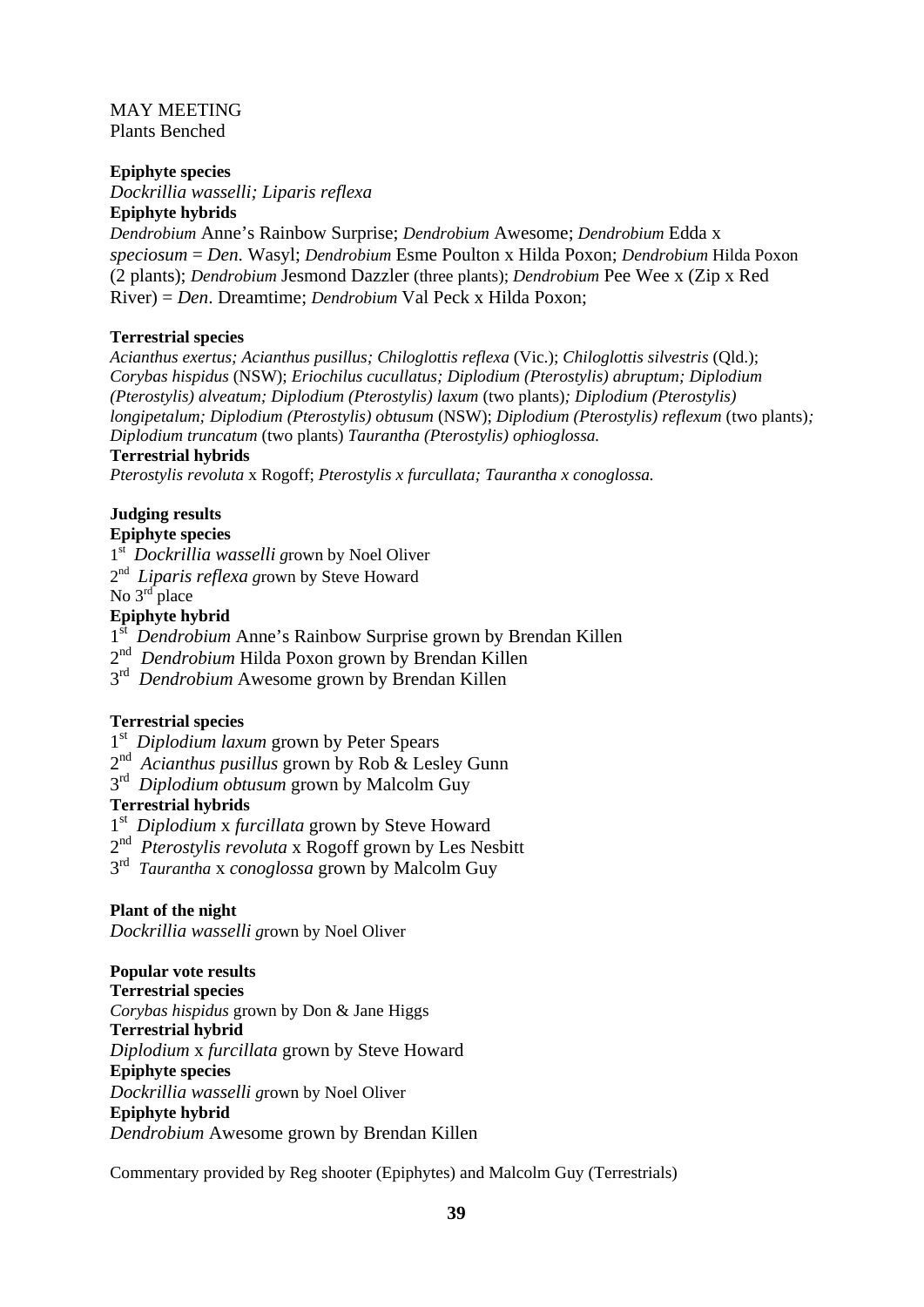MAY MEETING
Plants Benched

**Epiphyte species**
*Dockrillia wasselli; Liparis reflexa*
**Epiphyte hybrids**
*Dendrobium* Anne's Rainbow Surprise; *Dendrobium* Awesome; *Dendrobium* Edda x *speciosum* = *Den.* Wasyl; *Dendrobium* Esme Poulton x Hilda Poxon; *Dendrobium* Hilda Poxon (2 plants); *Dendrobium* Jesmond Dazzler (three plants); *Dendrobium* Pee Wee x (Zip x Red River) = *Den*. Dreamtime; *Dendrobium* Val Peck x Hilda Poxon;

**Terrestrial species**
*Acianthus exertus; Acianthus pusillus; Chiloglottis reflexa* (Vic.); *Chiloglottis silvestris* (Qld.); *Corybas hispidus* (NSW); *Eriochilus cucullatus; Diplodium (Pterostylis) abruptum; Diplodium (Pterostylis) alveatum; Diplodium (Pterostylis) laxum* (two plants)*; Diplodium (Pterostylis) longipetalum; Diplodium (Pterostylis) obtusum* (NSW); *Diplodium (Pterostylis) reflexum* (two plants)*; Diplodium truncatum* (two plants) *Taurantha (Pterostylis) ophioglossa.*
**Terrestrial hybrids**
*Pterostylis revoluta* x Rogoff; *Pterostylis x furcullata; Taurantha x conoglossa.*

**Judging results**
**Epiphyte species**
1st *Dockrillia wasselli g*rown by Noel Oliver
2nd *Liparis reflexa g*rown by Steve Howard
No 3rd place
**Epiphyte hybrid**
1st *Dendrobium* Anne's Rainbow Surprise grown by Brendan Killen
2nd *Dendrobium* Hilda Poxon grown by Brendan Killen
3rd *Dendrobium* Awesome grown by Brendan Killen

**Terrestrial species**
1st *Diplodium laxum* grown by Peter Spears
2nd *Acianthus pusillus* grown by Rob & Lesley Gunn
3rd *Diplodium obtusum* grown by Malcolm Guy
**Terrestrial hybrids**
1st *Diplodium* x *furcillata* grown by Steve Howard
2nd *Pterostylis revoluta* x Rogoff grown by Les Nesbitt
3rd *Taurantha* x *conoglossa* grown by Malcolm Guy

**Plant of the night**
*Dockrillia wasselli g*rown by Noel Oliver

**Popular vote results**
**Terrestrial species**
*Corybas hispidus* grown by Don & Jane Higgs
**Terrestrial hybrid**
*Diplodium* x *furcillata* grown by Steve Howard
**Epiphyte species**
*Dockrillia wasselli g*rown by Noel Oliver
**Epiphyte hybrid**
*Dendrobium* Awesome grown by Brendan Killen

Commentary provided by Reg shooter (Epiphytes) and Malcolm Guy (Terrestrials)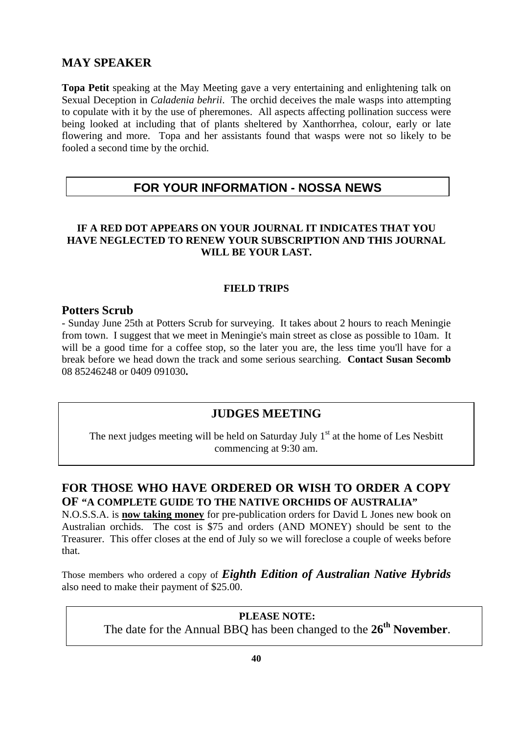## MAY SPEAKER

**Topa Petit** speaking at the May Meeting gave a very entertaining and enlightening talk on Sexual Deception in *Caladenia behrii*. The orchid deceives the male wasps into attempting to copulate with it by the use of pheremones. All aspects affecting pollination success were being looked at including that of plants sheltered by Xanthorrhea, colour, early or late flowering and more. Topa and her assistants found that wasps were not so likely to be fooled a second time by the orchid.

## FOR YOUR INFORMATION - NOSSA NEWS

**IF A RED DOT APPEARS ON YOUR JOURNAL IT INDICATES THAT YOU HAVE NEGLECTED TO RENEW YOUR SUBSCRIPTION AND THIS JOURNAL WILL BE YOUR LAST.**

**FIELD TRIPS**

### Potters Scrub

- Sunday June 25th at Potters Scrub for surveying. It takes about 2 hours to reach Meningie from town. I suggest that we meet in Meningie's main street as close as possible to 10am. It will be a good time for a coffee stop, so the later you are, the less time you'll have for a break before we head down the track and some serious searching. **Contact Susan Secomb** 08 85246248 or 0409 091030**.**

### JUDGES MEETING

The next judges meeting will be held on Saturday July 1st at the home of Les Nesbitt commencing at 9:30 am.

### FOR THOSE WHO HAVE ORDERED OR WISH TO ORDER A COPY OF "A COMPLETE GUIDE TO THE NATIVE ORCHIDS OF AUSTRALIA"

N.O.S.S.A. is **now taking money** for pre-publication orders for David L Jones new book on Australian orchids. The cost is $75 and orders (AND MONEY) should be sent to the Treasurer. This offer closes at the end of July so we will foreclose a couple of weeks before that.

Those members who ordered a copy of ***Eighth Edition of Australian Native Hybrids*** also need to make their payment of $25.00.

**PLEASE NOTE:**

The date for the Annual BBQ has been changed to the **26th November**.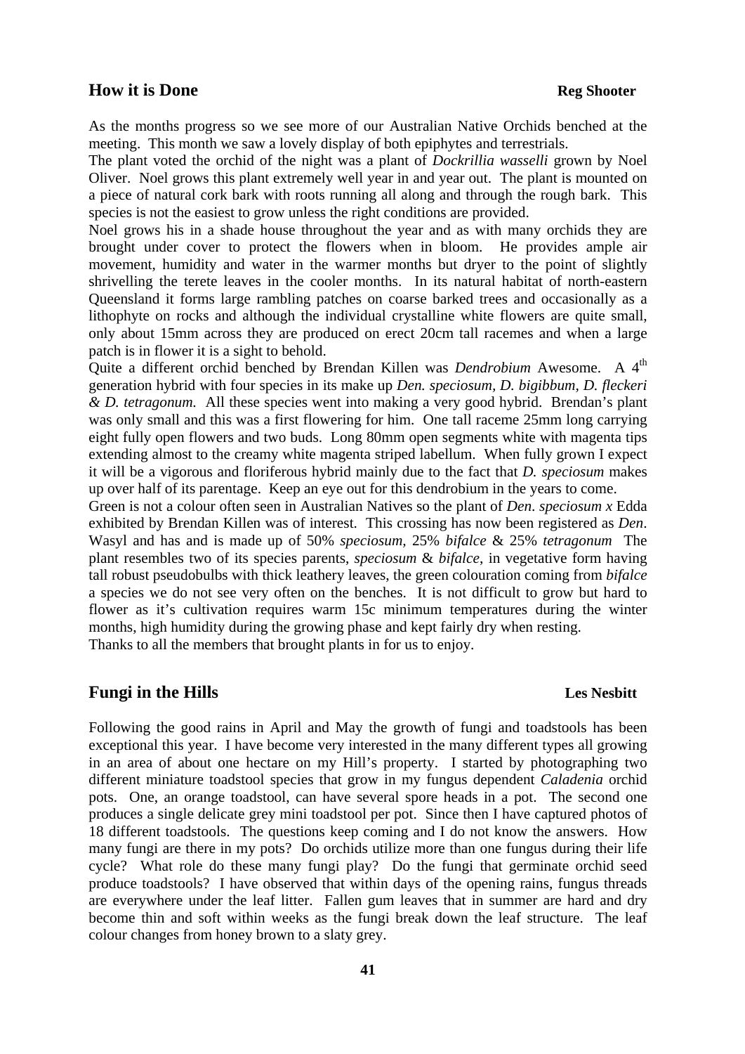## How it is Done

**Reg Shooter**

As the months progress so we see more of our Australian Native Orchids benched at the meeting. This month we saw a lovely display of both epiphytes and terrestrials.

The plant voted the orchid of the night was a plant of *Dockrillia wasselli* grown by Noel Oliver. Noel grows this plant extremely well year in and year out. The plant is mounted on a piece of natural cork bark with roots running all along and through the rough bark. This species is not the easiest to grow unless the right conditions are provided.

Noel grows his in a shade house throughout the year and as with many orchids they are brought under cover to protect the flowers when in bloom. He provides ample air movement, humidity and water in the warmer months but dryer to the point of slightly shrivelling the terete leaves in the cooler months. In its natural habitat of north-eastern Queensland it forms large rambling patches on coarse barked trees and occasionally as a lithophyte on rocks and although the individual crystalline white flowers are quite small, only about 15mm across they are produced on erect 20cm tall racemes and when a large patch is in flower it is a sight to behold.

Quite a different orchid benched by Brendan Killen was *Dendrobium* Awesome. A 4th generation hybrid with four species in its make up *Den. speciosum, D. bigibbum, D. fleckeri & D. tetragonum.* All these species went into making a very good hybrid. Brendan's plant was only small and this was a first flowering for him. One tall raceme 25mm long carrying eight fully open flowers and two buds. Long 80mm open segments white with magenta tips extending almost to the creamy white magenta striped labellum. When fully grown I expect it will be a vigorous and floriferous hybrid mainly due to the fact that *D. speciosum* makes up over half of its parentage. Keep an eye out for this dendrobium in the years to come.

Green is not a colour often seen in Australian Natives so the plant of *Den. speciosum x* Edda exhibited by Brendan Killen was of interest. This crossing has now been registered as *Den*. Wasyl and has and is made up of 50% *speciosum,* 25% *bifalce* & 25% *tetragonum* The plant resembles two of its species parents, *speciosum* & *bifalce*, in vegetative form having tall robust pseudobulbs with thick leathery leaves, the green colouration coming from *bifalce* a species we do not see very often on the benches. It is not difficult to grow but hard to flower as it's cultivation requires warm 15c minimum temperatures during the winter months, high humidity during the growing phase and kept fairly dry when resting.

Thanks to all the members that brought plants in for us to enjoy.

## Fungi in the Hills

**Les Nesbitt**

Following the good rains in April and May the growth of fungi and toadstools has been exceptional this year. I have become very interested in the many different types all growing in an area of about one hectare on my Hill's property. I started by photographing two different miniature toadstool species that grow in my fungus dependent *Caladenia* orchid pots. One, an orange toadstool, can have several spore heads in a pot. The second one produces a single delicate grey mini toadstool per pot. Since then I have captured photos of 18 different toadstools. The questions keep coming and I do not know the answers. How many fungi are there in my pots? Do orchids utilize more than one fungus during their life cycle? What role do these many fungi play? Do the fungi that germinate orchid seed produce toadstools? I have observed that within days of the opening rains, fungus threads are everywhere under the leaf litter. Fallen gum leaves that in summer are hard and dry become thin and soft within weeks as the fungi break down the leaf structure. The leaf colour changes from honey brown to a slaty grey.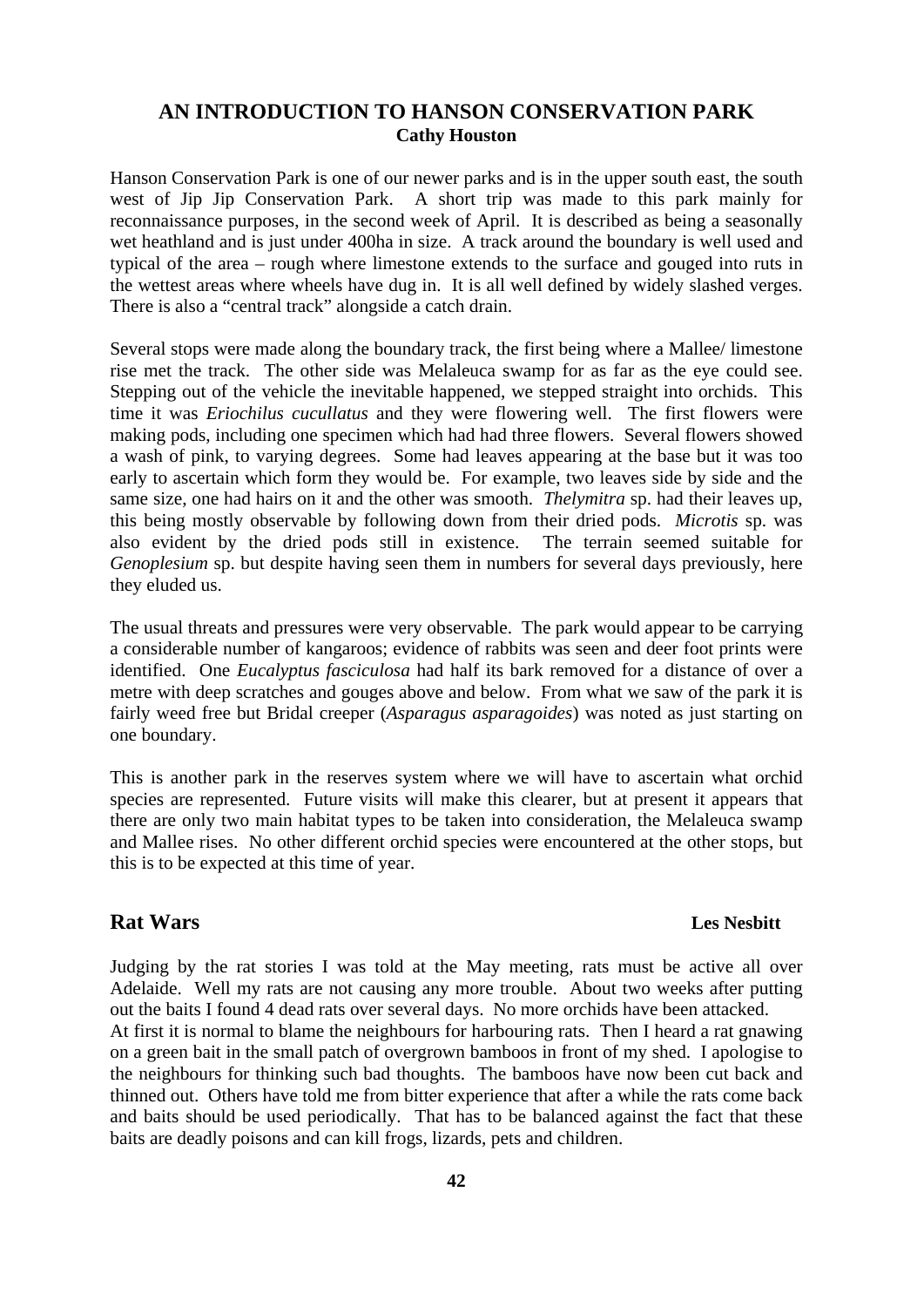## AN INTRODUCTION TO HANSON CONSERVATION PARK

**Cathy Houston**

Hanson Conservation Park is one of our newer parks and is in the upper south east, the south west of Jip Jip Conservation Park. A short trip was made to this park mainly for reconnaissance purposes, in the second week of April. It is described as being a seasonally wet heathland and is just under 400ha in size. A track around the boundary is well used and typical of the area – rough where limestone extends to the surface and gouged into ruts in the wettest areas where wheels have dug in. It is all well defined by widely slashed verges. There is also a "central track" alongside a catch drain.

Several stops were made along the boundary track, the first being where a Mallee/ limestone rise met the track. The other side was Melaleuca swamp for as far as the eye could see. Stepping out of the vehicle the inevitable happened, we stepped straight into orchids. This time it was *Eriochilus cucullatus* and they were flowering well. The first flowers were making pods, including one specimen which had had three flowers. Several flowers showed a wash of pink, to varying degrees. Some had leaves appearing at the base but it was too early to ascertain which form they would be. For example, two leaves side by side and the same size, one had hairs on it and the other was smooth. *Thelymitra* sp. had their leaves up, this being mostly observable by following down from their dried pods. *Microtis* sp. was also evident by the dried pods still in existence. The terrain seemed suitable for *Genoplesium* sp. but despite having seen them in numbers for several days previously, here they eluded us.

The usual threats and pressures were very observable. The park would appear to be carrying a considerable number of kangaroos; evidence of rabbits was seen and deer foot prints were identified. One *Eucalyptus fasciculosa* had half its bark removed for a distance of over a metre with deep scratches and gouges above and below. From what we saw of the park it is fairly weed free but Bridal creeper (*Asparagus asparagoides*) was noted as just starting on one boundary.

This is another park in the reserves system where we will have to ascertain what orchid species are represented. Future visits will make this clearer, but at present it appears that there are only two main habitat types to be taken into consideration, the Melaleuca swamp and Mallee rises. No other different orchid species were encountered at the other stops, but this is to be expected at this time of year.

## Rat Wars

**Les Nesbitt**

Judging by the rat stories I was told at the May meeting, rats must be active all over Adelaide. Well my rats are not causing any more trouble. About two weeks after putting out the baits I found 4 dead rats over several days. No more orchids have been attacked.
At first it is normal to blame the neighbours for harbouring rats. Then I heard a rat gnawing on a green bait in the small patch of overgrown bamboos in front of my shed. I apologise to the neighbours for thinking such bad thoughts. The bamboos have now been cut back and thinned out. Others have told me from bitter experience that after a while the rats come back and baits should be used periodically. That has to be balanced against the fact that these baits are deadly poisons and can kill frogs, lizards, pets and children.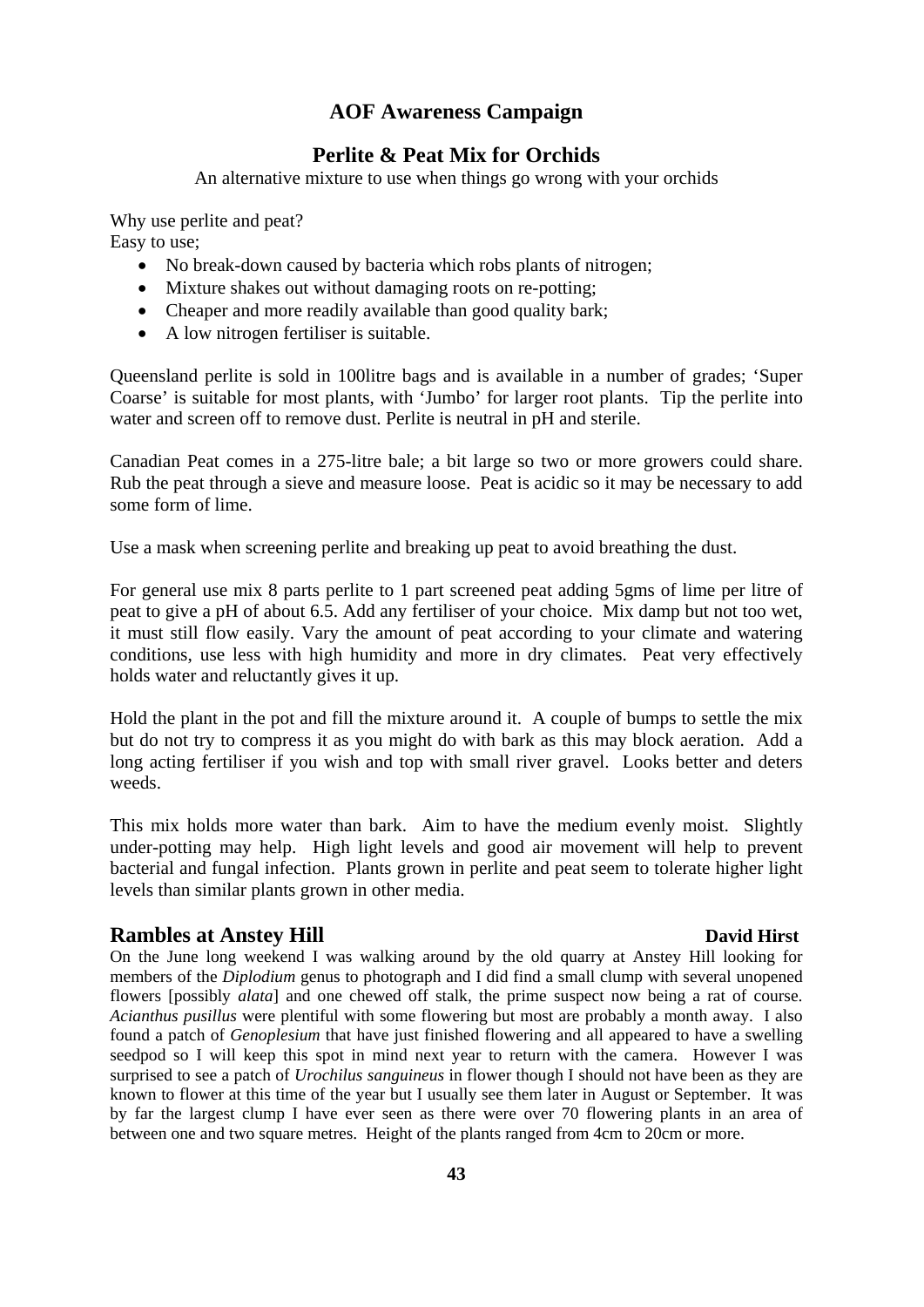## AOF Awareness Campaign

## Perlite & Peat Mix for Orchids

An alternative mixture to use when things go wrong with your orchids

Why use perlite and peat?
Easy to use;

- No break-down caused by bacteria which robs plants of nitrogen;
- Mixture shakes out without damaging roots on re-potting;
- Cheaper and more readily available than good quality bark;
- A low nitrogen fertiliser is suitable.

Queensland perlite is sold in 100litre bags and is available in a number of grades; 'Super Coarse' is suitable for most plants, with 'Jumbo' for larger root plants. Tip the perlite into water and screen off to remove dust. Perlite is neutral in pH and sterile.

Canadian Peat comes in a 275-litre bale; a bit large so two or more growers could share. Rub the peat through a sieve and measure loose. Peat is acidic so it may be necessary to add some form of lime.

Use a mask when screening perlite and breaking up peat to avoid breathing the dust.

For general use mix 8 parts perlite to 1 part screened peat adding 5gms of lime per litre of peat to give a pH of about 6.5. Add any fertiliser of your choice. Mix damp but not too wet, it must still flow easily. Vary the amount of peat according to your climate and watering conditions, use less with high humidity and more in dry climates. Peat very effectively holds water and reluctantly gives it up.

Hold the plant in the pot and fill the mixture around it. A couple of bumps to settle the mix but do not try to compress it as you might do with bark as this may block aeration. Add a long acting fertiliser if you wish and top with small river gravel. Looks better and deters weeds.

This mix holds more water than bark. Aim to have the medium evenly moist. Slightly under-potting may help. High light levels and good air movement will help to prevent bacterial and fungal infection. Plants grown in perlite and peat seem to tolerate higher light levels than similar plants grown in other media.

## Rambles at Anstey Hill

**David Hirst**

On the June long weekend I was walking around by the old quarry at Anstey Hill looking for members of the *Diplodium* genus to photograph and I did find a small clump with several unopened flowers [possibly *alata*] and one chewed off stalk, the prime suspect now being a rat of course. *Acianthus pusillus* were plentiful with some flowering but most are probably a month away. I also found a patch of *Genoplesium* that have just finished flowering and all appeared to have a swelling seedpod so I will keep this spot in mind next year to return with the camera. However I was surprised to see a patch of *Urochilus sanguineus* in flower though I should not have been as they are known to flower at this time of the year but I usually see them later in August or September. It was by far the largest clump I have ever seen as there were over 70 flowering plants in an area of between one and two square metres. Height of the plants ranged from 4cm to 20cm or more.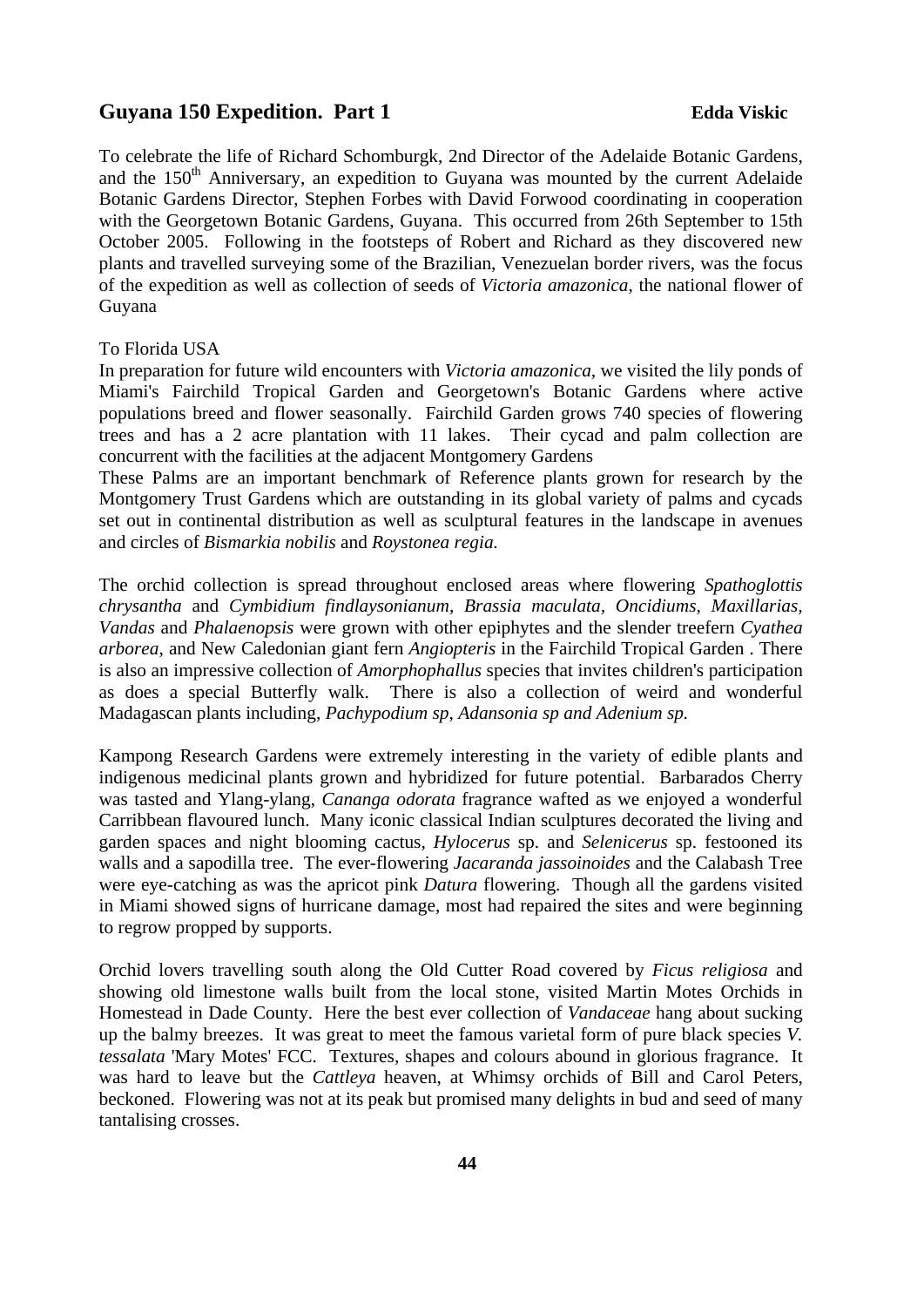## Guyana 150 Expedition. Part 1 **Edda Viskic**

To celebrate the life of Richard Schomburgk, 2nd Director of the Adelaide Botanic Gardens, and the 150th Anniversary, an expedition to Guyana was mounted by the current Adelaide Botanic Gardens Director, Stephen Forbes with David Forwood coordinating in cooperation with the Georgetown Botanic Gardens, Guyana. This occurred from 26th September to 15th October 2005. Following in the footsteps of Robert and Richard as they discovered new plants and travelled surveying some of the Brazilian, Venezuelan border rivers, was the focus of the expedition as well as collection of seeds of *Victoria amazonica*, the national flower of Guyana

To Florida USA

In preparation for future wild encounters with *Victoria amazonica*, we visited the lily ponds of Miami's Fairchild Tropical Garden and Georgetown's Botanic Gardens where active populations breed and flower seasonally. Fairchild Garden grows 740 species of flowering trees and has a 2 acre plantation with 11 lakes. Their cycad and palm collection are concurrent with the facilities at the adjacent Montgomery Gardens

These Palms are an important benchmark of Reference plants grown for research by the Montgomery Trust Gardens which are outstanding in its global variety of palms and cycads set out in continental distribution as well as sculptural features in the landscape in avenues and circles of *Bismarkia nobilis* and *Roystonea regia.*

The orchid collection is spread throughout enclosed areas where flowering *Spathoglottis chrysantha* and *Cymbidium findlaysonianum*, *Brassia maculata*, *Oncidiums*, *Maxillarias*, *Vandas* and *Phalaenopsis* were grown with other epiphytes and the slender treefern *Cyathea arborea*, and New Caledonian giant fern *Angiopteris* in the Fairchild Tropical Garden . There is also an impressive collection of *Amorphophallus* species that invites children's participation as does a special Butterfly walk. There is also a collection of weird and wonderful Madagascan plants including, *Pachypodium sp, Adansonia sp and Adenium sp.*

Kampong Research Gardens were extremely interesting in the variety of edible plants and indigenous medicinal plants grown and hybridized for future potential. Barbarados Cherry was tasted and Ylang-ylang, *Cananga odorata* fragrance wafted as we enjoyed a wonderful Carribbean flavoured lunch. Many iconic classical Indian sculptures decorated the living and garden spaces and night blooming cactus, *Hylocerus* sp. and *Selenicerus* sp. festooned its walls and a sapodilla tree. The ever-flowering *Jacaranda jassoinoides* and the Calabash Tree were eye-catching as was the apricot pink *Datura* flowering. Though all the gardens visited in Miami showed signs of hurricane damage, most had repaired the sites and were beginning to regrow propped by supports.

Orchid lovers travelling south along the Old Cutter Road covered by *Ficus religiosa* and showing old limestone walls built from the local stone, visited Martin Motes Orchids in Homestead in Dade County. Here the best ever collection of *Vandaceae* hang about sucking up the balmy breezes. It was great to meet the famous varietal form of pure black species *V. tessalata* 'Mary Motes' FCC. Textures, shapes and colours abound in glorious fragrance. It was hard to leave but the *Cattleya* heaven, at Whimsy orchids of Bill and Carol Peters, beckoned. Flowering was not at its peak but promised many delights in bud and seed of many tantalising crosses.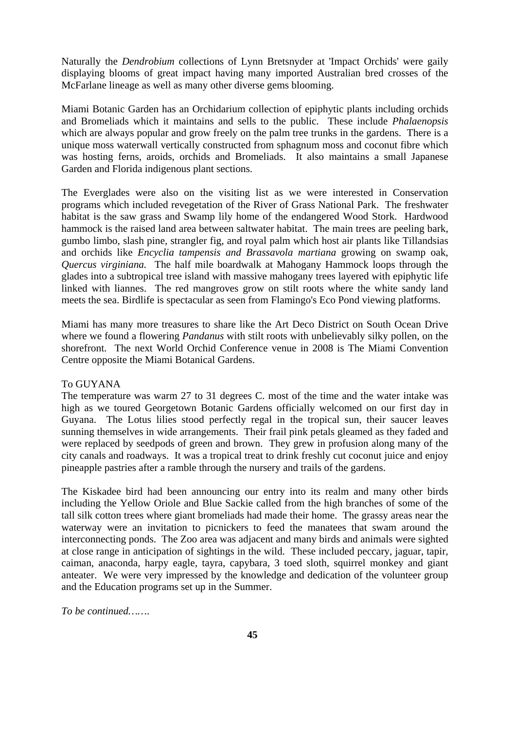Naturally the *Dendrobium* collections of Lynn Bretsnyder at 'Impact Orchids' were gaily displaying blooms of great impact having many imported Australian bred crosses of the McFarlane lineage as well as many other diverse gems blooming.

Miami Botanic Garden has an Orchidarium collection of epiphytic plants including orchids and Bromeliads which it maintains and sells to the public. These include *Phalaenopsis* which are always popular and grow freely on the palm tree trunks in the gardens. There is a unique moss waterwall vertically constructed from sphagnum moss and coconut fibre which was hosting ferns, aroids, orchids and Bromeliads. It also maintains a small Japanese Garden and Florida indigenous plant sections.

The Everglades were also on the visiting list as we were interested in Conservation programs which included revegetation of the River of Grass National Park. The freshwater habitat is the saw grass and Swamp lily home of the endangered Wood Stork. Hardwood hammock is the raised land area between saltwater habitat. The main trees are peeling bark, gumbo limbo, slash pine, strangler fig, and royal palm which host air plants like Tillandsias and orchids like *Encyclia tampensis and Brassavola martiana* growing on swamp oak, *Quercus virginiana.* The half mile boardwalk at Mahogany Hammock loops through the glades into a subtropical tree island with massive mahogany trees layered with epiphytic life linked with liannes. The red mangroves grow on stilt roots where the white sandy land meets the sea. Birdlife is spectacular as seen from Flamingo's Eco Pond viewing platforms.

Miami has many more treasures to share like the Art Deco District on South Ocean Drive where we found a flowering *Pandanus* with stilt roots with unbelievably silky pollen, on the shorefront. The next World Orchid Conference venue in 2008 is The Miami Convention Centre opposite the Miami Botanical Gardens.

To GUYANA

The temperature was warm 27 to 31 degrees C. most of the time and the water intake was high as we toured Georgetown Botanic Gardens officially welcomed on our first day in Guyana. The Lotus lilies stood perfectly regal in the tropical sun, their saucer leaves sunning themselves in wide arrangements. Their frail pink petals gleamed as they faded and were replaced by seedpods of green and brown. They grew in profusion along many of the city canals and roadways. It was a tropical treat to drink freshly cut coconut juice and enjoy pineapple pastries after a ramble through the nursery and trails of the gardens.

The Kiskadee bird had been announcing our entry into its realm and many other birds including the Yellow Oriole and Blue Sackie called from the high branches of some of the tall silk cotton trees where giant bromeliads had made their home. The grassy areas near the waterway were an invitation to picnickers to feed the manatees that swam around the interconnecting ponds. The Zoo area was adjacent and many birds and animals were sighted at close range in anticipation of sightings in the wild. These included peccary, jaguar, tapir, caiman, anaconda, harpy eagle, tayra, capybara, 3 toed sloth, squirrel monkey and giant anteater. We were very impressed by the knowledge and dedication of the volunteer group and the Education programs set up in the Summer.

*To be continued…….*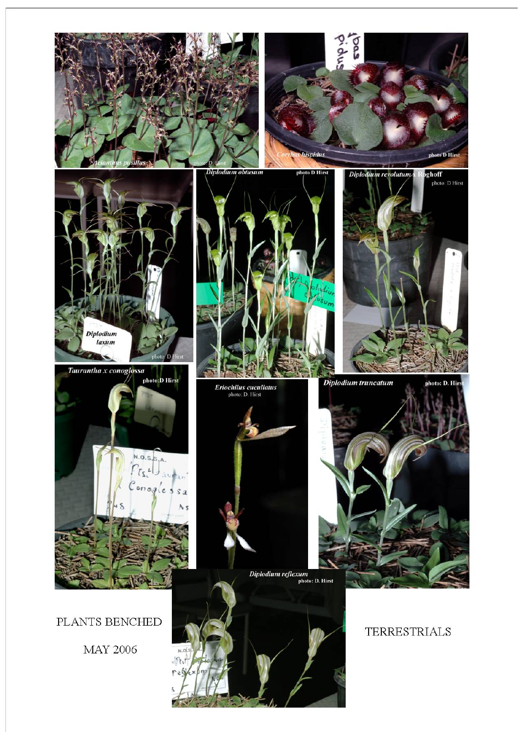*Acianthus pusillus* photo: D. Hirst

*Corybas hispidus* photo D Hirst

*Diplodium laxum* photo: D Hirst

*Diplodium obtusum* photo D Hirst

*Diplodium revolutum x Roghoff* photo: D Hirst

*Taurantha x conoglossa* photo:D Hirst

*Eriochilus cucullatus* photo: D. Hirst

*Diplodium truncatum* photo: D. Hirst

*Diplodium reflexum* photo: D. Hirst

PLANTS BENCHED

MAY 2006

TERRESTRIALS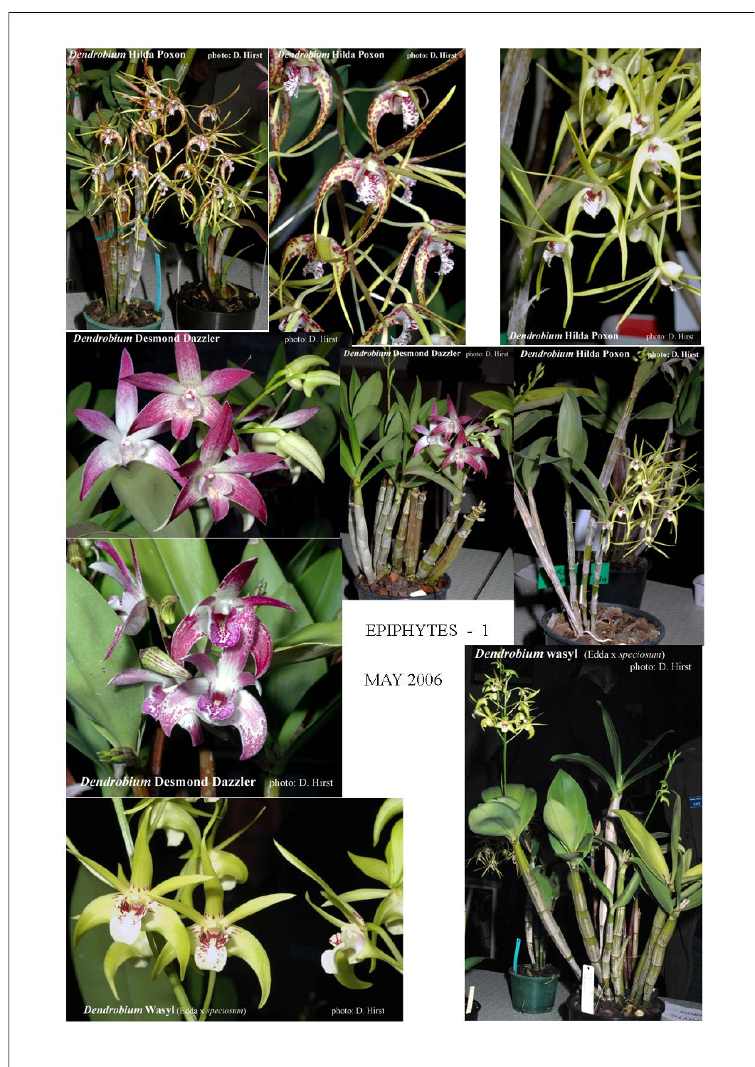*Dendrobium* Hilda Poxon photo: D. Hirst

*Dendrobium* Hilda Poxon photo: D. Hirst

*Dendrobium* Hilda Poxon photo: D. Hirst

*Dendrobium* Desmond Dazzler photo: D. Hirst

*Dendrobium* Desmond Dazzler photo: D. Hirst

*Dendrobium* Hilda Poxon photo: D. Hirst

*Dendrobium* Desmond Dazzler photo: D. Hirst

EPIPHYTES - 1

MAY 2006

*Dendrobium* wasyl (Edda x *speciosum*) photo: D. Hirst

*Dendrobium* Wasyl (Edda x *speciosum*) photo: D. Hirst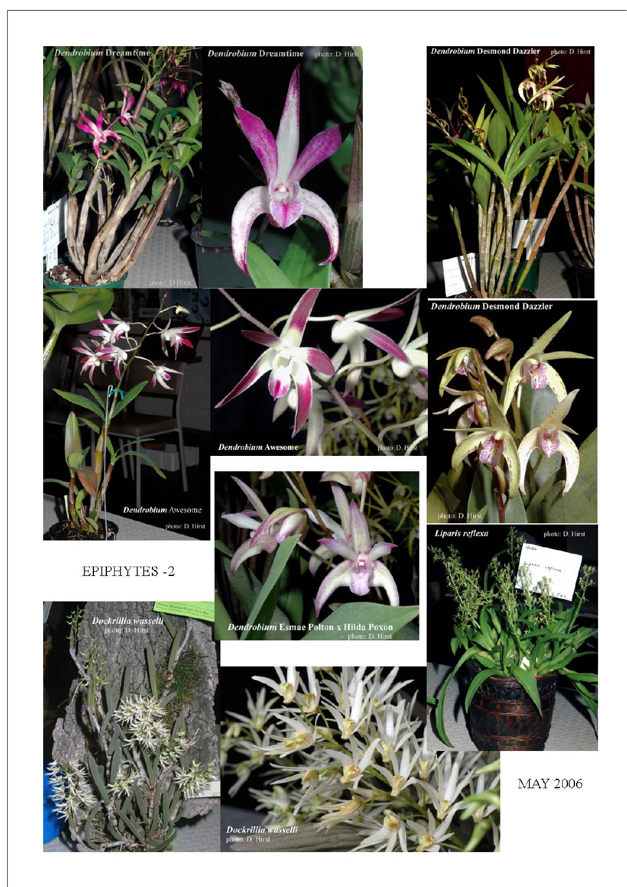*Dendrobium* Dreamtime

*Dendrobium* Dreamtime photo: D. Hirst

*Dendrobium* Desmond Dazzler photo: D. Hirst

*Dendrobium* Awesome photo: D. Hirst

*Dendrobium* Awesome photo: D. Hirst

*Dendrobium* Desmond Dazzler photo: D. Hirst

EPIPHYTES -2

*Dendrobium* Esmae Polton x Hilda Poxon photo: D. Hirst

*Liparis reflexa* photo: D. Hirst

*Dockrillia wasselli* photo: D. Hirst

*Dockrillia wasselli* photo: D. Hirst

MAY 2006